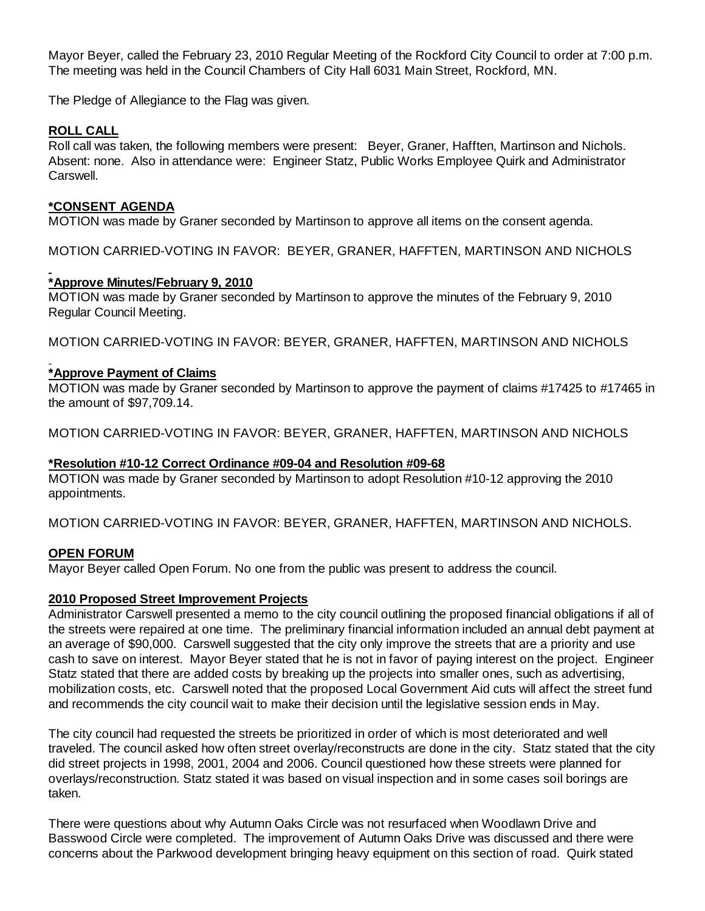Mayor Beyer, called the February 23, 2010 Regular Meeting of the Rockford City Council to order at 7:00 p.m. The meeting was held in the Council Chambers of City Hall 6031 Main Street, Rockford, MN.

The Pledge of Allegiance to the Flag was given.

**ROLL CALL**

Roll call was taken, the following members were present: Beyer, Graner, Hafften, Martinson and Nichols. Absent: none. Also in attendance were: Engineer Statz, Public Works Employee Quirk and Administrator Carswell.

**\*CONSENT AGENDA**

MOTION was made by Graner seconded by Martinson to approve all items on the consent agenda.

MOTION CARRIED-VOTING IN FAVOR: BEYER, GRANER, HAFFTEN, MARTINSON AND NICHOLS

**\*Approve Minutes/February 9, 2010**

MOTION was made by Graner seconded by Martinson to approve the minutes of the February 9, 2010 Regular Council Meeting.

MOTION CARRIED-VOTING IN FAVOR: BEYER, GRANER, HAFFTEN, MARTINSON AND NICHOLS

**\*Approve Payment of Claims**

MOTION was made by Graner seconded by Martinson to approve the payment of claims #17425 to #17465 in the amount of $97,709.14.

MOTION CARRIED-VOTING IN FAVOR: BEYER, GRANER, HAFFTEN, MARTINSON AND NICHOLS

**\*Resolution #10-12 Correct Ordinance #09-04 and Resolution #09-68**

MOTION was made by Graner seconded by Martinson to adopt Resolution #10-12 approving the 2010 appointments.

MOTION CARRIED-VOTING IN FAVOR: BEYER, GRANER, HAFFTEN, MARTINSON AND NICHOLS.

**OPEN FORUM**

Mayor Beyer called Open Forum. No one from the public was present to address the council.

**2010 Proposed Street Improvement Projects**

Administrator Carswell presented a memo to the city council outlining the proposed financial obligations if all of the streets were repaired at one time. The preliminary financial information included an annual debt payment at an average of $90,000. Carswell suggested that the city only improve the streets that are a priority and use cash to save on interest. Mayor Beyer stated that he is not in favor of paying interest on the project. Engineer Statz stated that there are added costs by breaking up the projects into smaller ones, such as advertising, mobilization costs, etc. Carswell noted that the proposed Local Government Aid cuts will affect the street fund and recommends the city council wait to make their decision until the legislative session ends in May.

The city council had requested the streets be prioritized in order of which is most deteriorated and well traveled. The council asked how often street overlay/reconstructs are done in the city. Statz stated that the city did street projects in 1998, 2001, 2004 and 2006. Council questioned how these streets were planned for overlays/reconstruction. Statz stated it was based on visual inspection and in some cases soil borings are taken.

There were questions about why Autumn Oaks Circle was not resurfaced when Woodlawn Drive and Basswood Circle were completed. The improvement of Autumn Oaks Drive was discussed and there were concerns about the Parkwood development bringing heavy equipment on this section of road. Quirk stated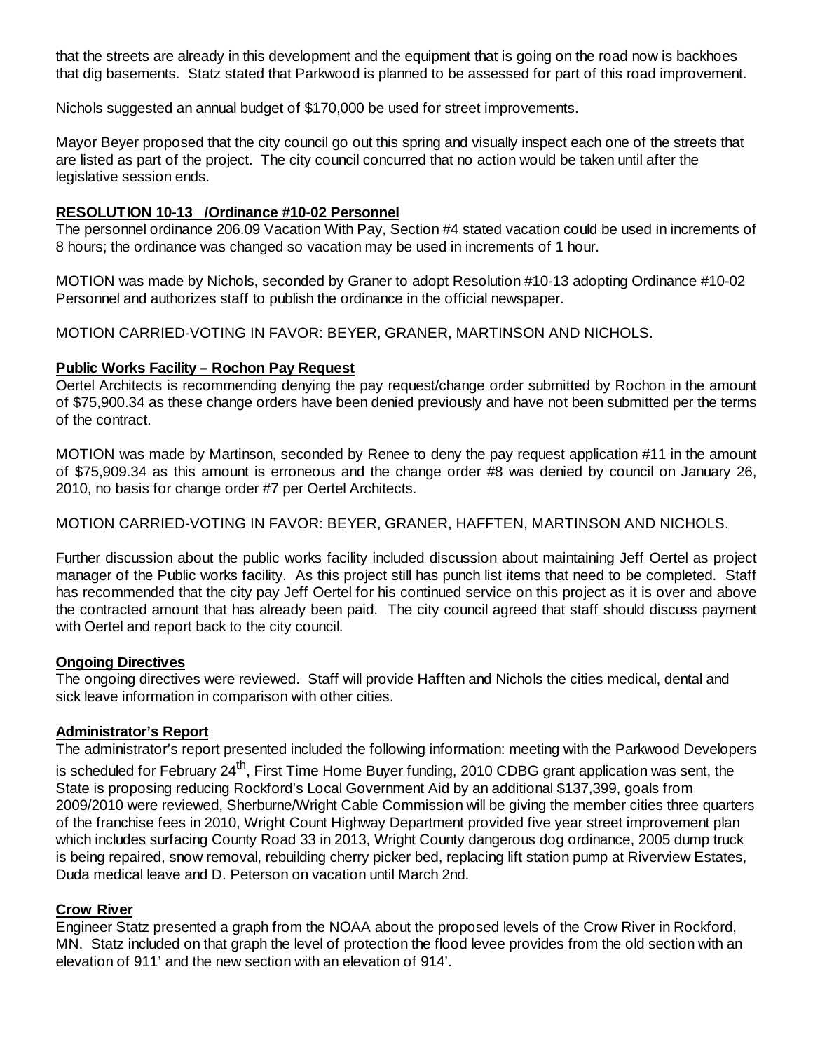that the streets are already in this development and the equipment that is going on the road now is backhoes that dig basements. Statz stated that Parkwood is planned to be assessed for part of this road improvement.

Nichols suggested an annual budget of $170,000 be used for street improvements.

Mayor Beyer proposed that the city council go out this spring and visually inspect each one of the streets that are listed as part of the project. The city council concurred that no action would be taken until after the legislative session ends.

**RESOLUTION 10-13 /Ordinance #10-02 Personnel**

The personnel ordinance 206.09 Vacation With Pay, Section #4 stated vacation could be used in increments of 8 hours; the ordinance was changed so vacation may be used in increments of 1 hour.

MOTION was made by Nichols, seconded by Graner to adopt Resolution #10-13 adopting Ordinance #10-02 Personnel and authorizes staff to publish the ordinance in the official newspaper.

MOTION CARRIED-VOTING IN FAVOR: BEYER, GRANER, MARTINSON AND NICHOLS.

**Public Works Facility – Rochon Pay Request**

Oertel Architects is recommending denying the pay request/change order submitted by Rochon in the amount of $75,900.34 as these change orders have been denied previously and have not been submitted per the terms of the contract.

MOTION was made by Martinson, seconded by Renee to deny the pay request application #11 in the amount of $75,909.34 as this amount is erroneous and the change order #8 was denied by council on January 26, 2010, no basis for change order #7 per Oertel Architects.

MOTION CARRIED-VOTING IN FAVOR: BEYER, GRANER, HAFFTEN, MARTINSON AND NICHOLS.

Further discussion about the public works facility included discussion about maintaining Jeff Oertel as project manager of the Public works facility. As this project still has punch list items that need to be completed. Staff has recommended that the city pay Jeff Oertel for his continued service on this project as it is over and above the contracted amount that has already been paid. The city council agreed that staff should discuss payment with Oertel and report back to the city council.

**Ongoing Directives**

The ongoing directives were reviewed. Staff will provide Hafften and Nichols the cities medical, dental and sick leave information in comparison with other cities.

**Administrator's Report**

The administrator's report presented included the following information: meeting with the Parkwood Developers is scheduled for February 24th, First Time Home Buyer funding, 2010 CDBG grant application was sent, the State is proposing reducing Rockford's Local Government Aid by an additional $137,399, goals from 2009/2010 were reviewed, Sherburne/Wright Cable Commission will be giving the member cities three quarters of the franchise fees in 2010, Wright Count Highway Department provided five year street improvement plan which includes surfacing County Road 33 in 2013, Wright County dangerous dog ordinance, 2005 dump truck is being repaired, snow removal, rebuilding cherry picker bed, replacing lift station pump at Riverview Estates, Duda medical leave and D. Peterson on vacation until March 2nd.

**Crow River**

Engineer Statz presented a graph from the NOAA about the proposed levels of the Crow River in Rockford, MN. Statz included on that graph the level of protection the flood levee provides from the old section with an elevation of 911' and the new section with an elevation of 914'.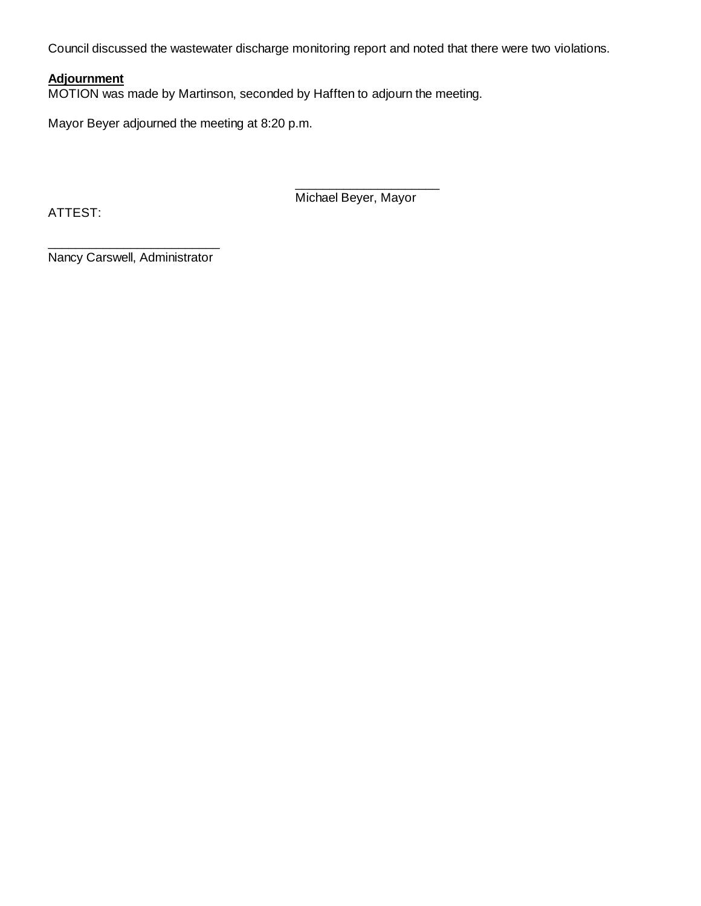Council discussed the wastewater discharge monitoring report and noted that there were two violations.

**Adjournment**

MOTION was made by Martinson, seconded by Hafften to adjourn the meeting.

Mayor Beyer adjourned the meeting at 8:20 p.m.

_____________________

Michael Beyer, Mayor

ATTEST:

_________________________

Nancy Carswell, Administrator